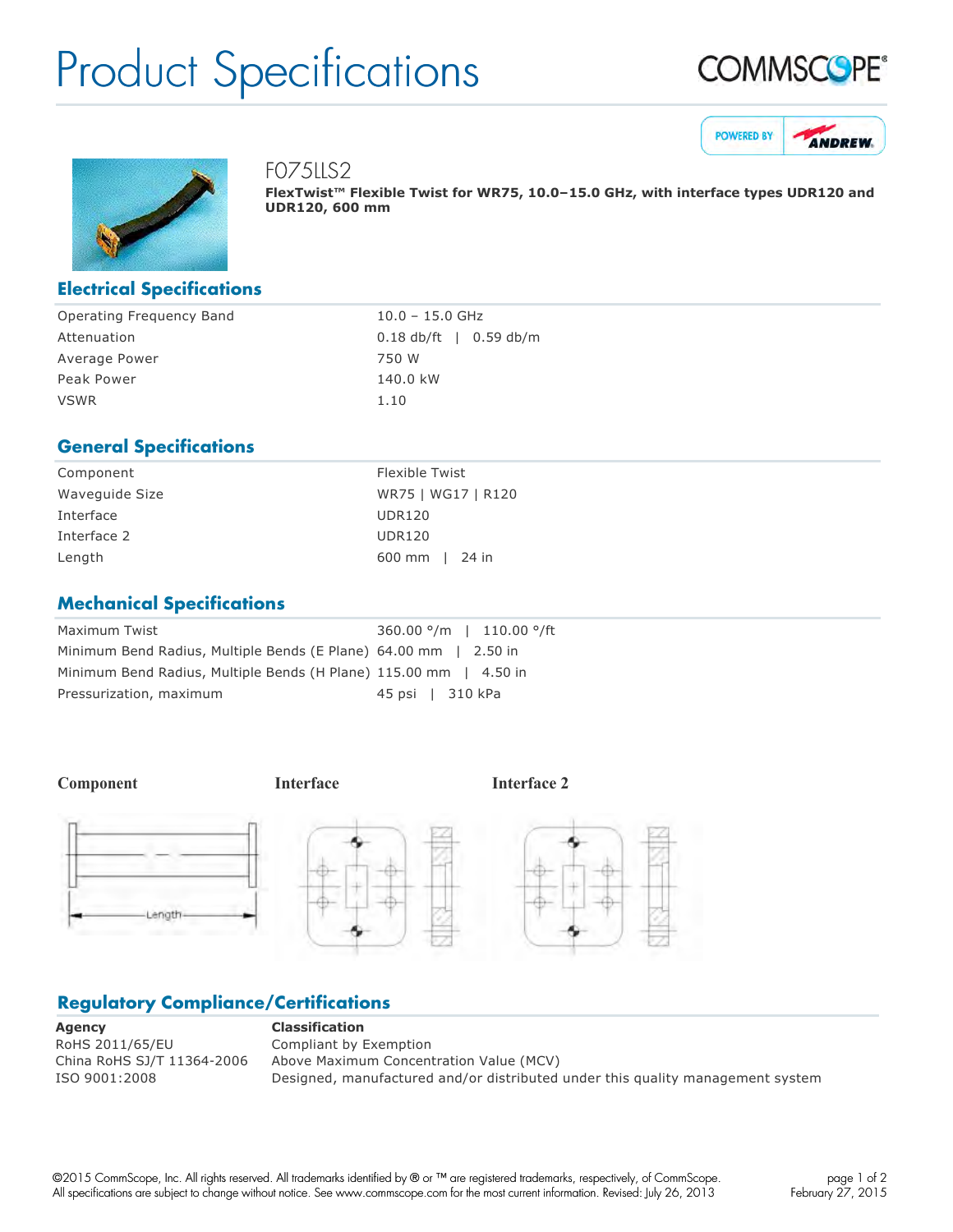# Product Specifications

## F075LLS2

**FlexTwist™ Flexible Twist for WR75, 10.0–15.0 GHz, with interface types UDR120 and UDR120, 600 mm**

## Electrical Specifications

| | |
|---|---|
| Operating Frequency Band | 10.0 – 15.0 GHz |
| Attenuation | 0.18 db/ft \| 0.59 db/m |
| Average Power | 750 W |
| Peak Power | 140.0 kW |
| VSWR | 1.10 |

## General Specifications

| | |
|---|---|
| Component | Flexible Twist |
| Waveguide Size | WR75 \| WG17 \| R120 |
| Interface | UDR120 |
| Interface 2 | UDR120 |
| Length | 600 mm \| 24 in |

## Mechanical Specifications

| | |
|---|---|
| Maximum Twist | 360.00 °/m \| 110.00 °/ft |
| Minimum Bend Radius, Multiple Bends (E Plane) | 64.00 mm \| 2.50 in |
| Minimum Bend Radius, Multiple Bends (H Plane) | 115.00 mm \| 4.50 in |
| Pressurization, maximum | 45 psi \| 310 kPa |

**Component** **Interface** **Interface 2**

Length

## Regulatory Compliance/Certifications

| Agency | Classification |
|---|---|
| RoHS 2011/65/EU | Compliant by Exemption |
| China RoHS SJ/T 11364-2006 | Above Maximum Concentration Value (MCV) |
| ISO 9001:2008 | Designed, manufactured and/or distributed under this quality management system |

©2015 CommScope, Inc. All rights reserved. All trademarks identified by ® or ™ are registered trademarks, respectively, of CommScope. All specifications are subject to change without notice. See www.commscope.com for the most current information. Revised: July 26, 2013

February 27, 2015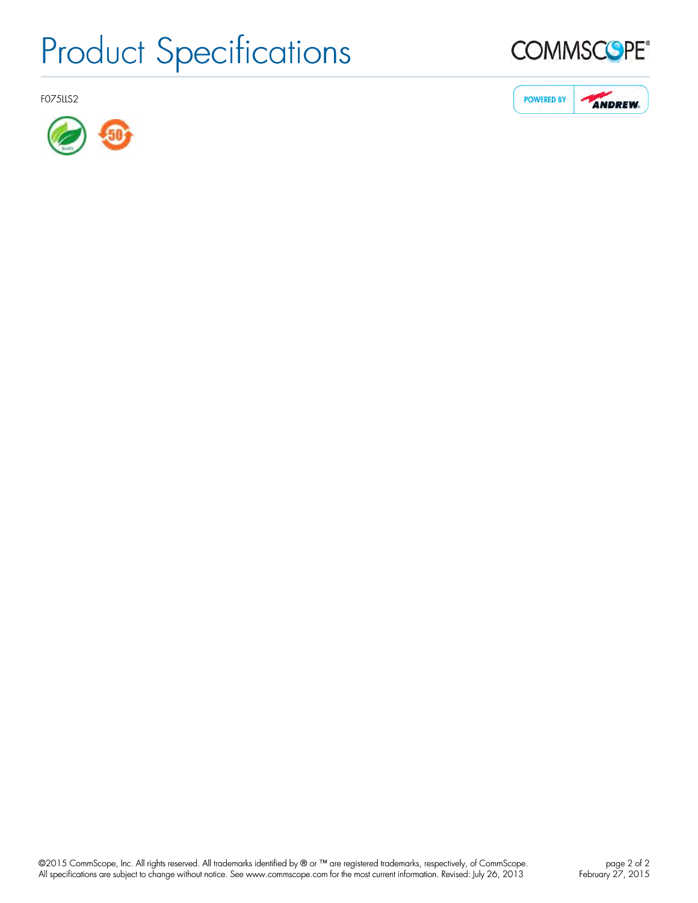# Product Specifications

F075LLS2

©2015 CommScope, Inc. All rights reserved. All trademarks identified by ® or ™ are registered trademarks, respectively, of CommScope.
All specifications are subject to change without notice. See www.commscope.com for the most current information. Revised: July 26, 2013

February 27, 2015